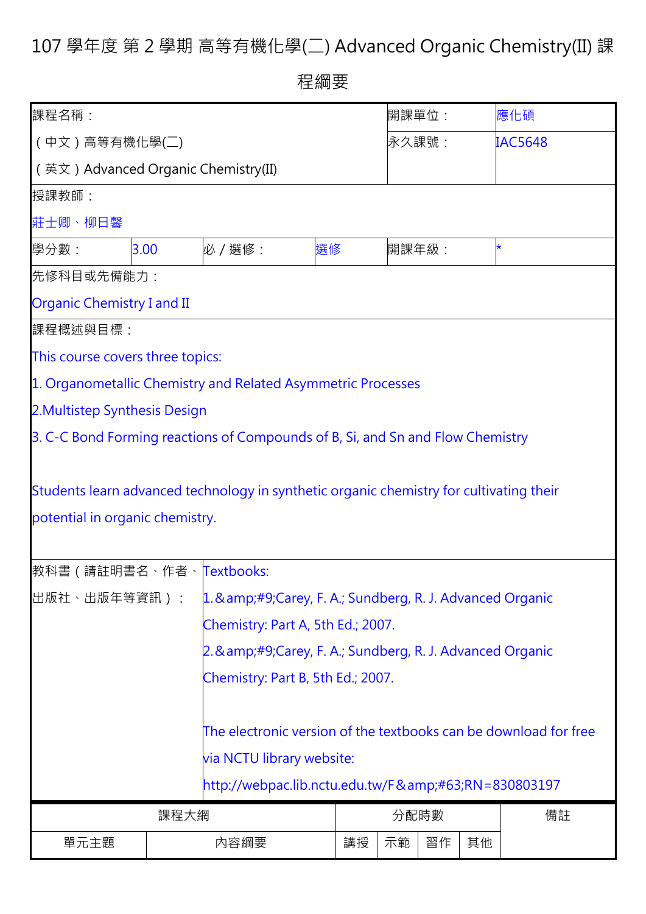# 107 學年度 第 2 學期 高等有機化學(二) Advanced Organic Chemistry(II) 課程綱要

| 課程名稱： | | | | 開課單位： | 應化碩 |
|---|---|---|---|---|---|
| （中文）高等有機化學(二) | | | | 永久課號： | IAC5648 |
| （英文）Advanced Organic Chemistry(II) | | | | | |
| 授課教師： | | | | | |
| 莊士卿、柳日馨 | | | | | |
| 學分數： | 3.00 | 必／選修： | 選修 | 開課年級： | * |
| 先修科目或先備能力： | | | | | |
| Organic Chemistry I and II | | | | | |
| 課程概述與目標： | | | | | |
| This course covers three topics:<br>1. Organometallic Chemistry and Related Asymmetric Processes<br>2.Multistep Synthesis Design<br>3. C-C Bond Forming reactions of Compounds of B, Si, and Sn and Flow Chemistry<br><br>Students learn advanced technology in synthetic organic chemistry for cultivating their potential in organic chemistry. | | | | | |
| 教科書（請註明書名、作者、出版社、出版年等資訊）： | Textbooks:<br>1.&amp;#9;Carey, F. A.; Sundberg, R. J. Advanced Organic Chemistry: Part A, 5th Ed.; 2007.<br>2.&amp;#9;Carey, F. A.; Sundberg, R. J. Advanced Organic Chemistry: Part B, 5th Ed.; 2007.<br><br>The electronic version of the textbooks can be download for free via NCTU library website:<br>http://webpac.lib.nctu.edu.tw/F&amp;#63;RN=830803197 | | | | |

| 課程大綱 | | 分配時數 | | | | 備註 |
|---|---|---|---|---|---|---|
| 單元主題 | 內容綱要 | 講授 | 示範 | 習作 | 其他 | |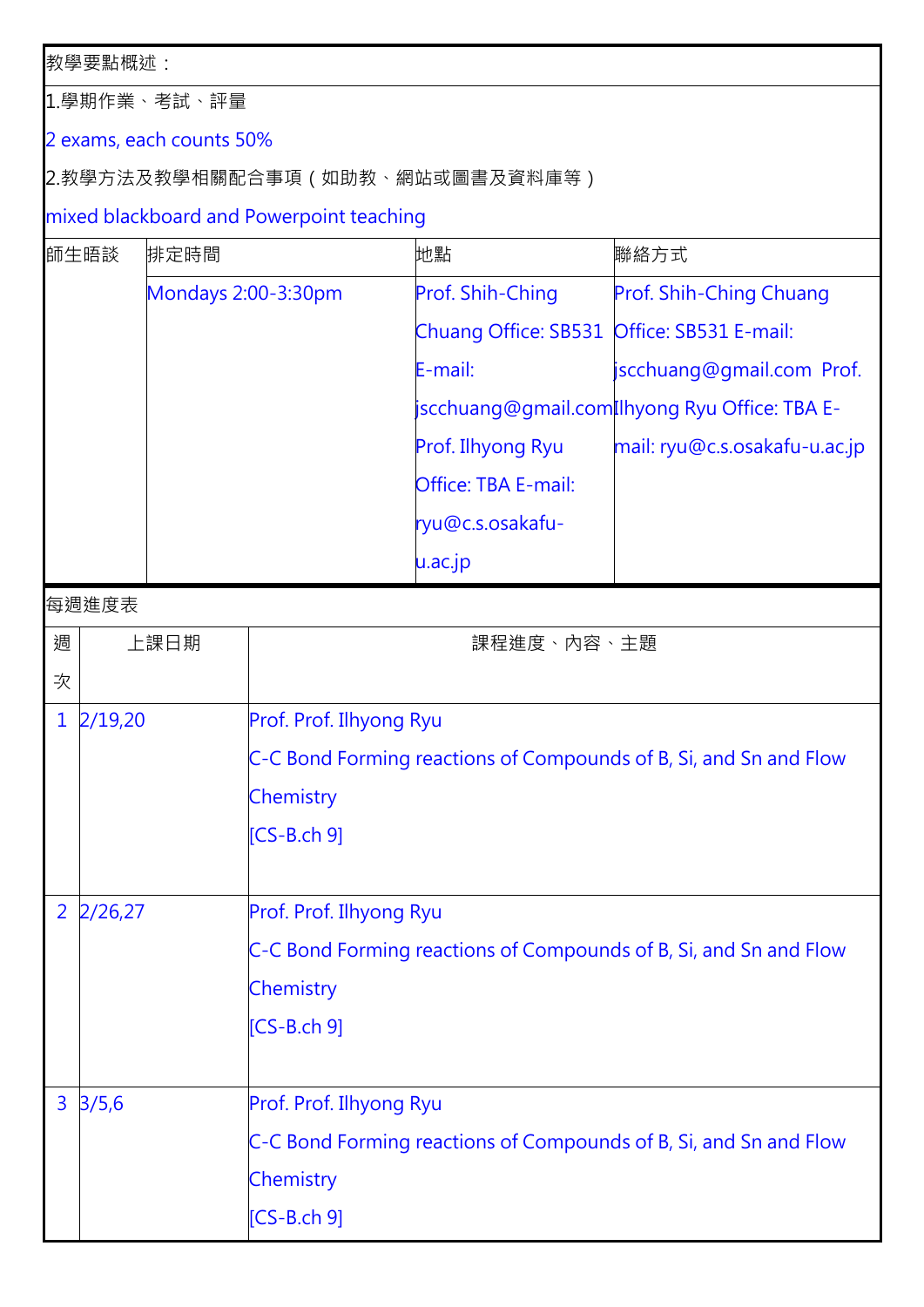教學要點概述：

1.學期作業、考試、評量

2 exams, each counts 50%

2.教學方法及教學相關配合事項（如助教、網站或圖書及資料庫等）

mixed blackboard and Powerpoint teaching

| 師生晤談 | 排定時間 | 地點 | 聯絡方式 |
|---|---|---|---|
| | Mondays 2:00-3:30pm | Prof. Shih-Ching Chuang Office: SB531 E-mail: jscchuang@gmail.com Prof. Ilhyong Ryu Office: TBA E-mail: ryu@c.s.osakafu-u.ac.jp | Prof. Shih-Ching Chuang Office: SB531 E-mail: jscchuang@gmail.com Prof. Ilhyong Ryu Office: TBA E-mail: ryu@c.s.osakafu-u.ac.jp |

每週進度表

| 週次 | 上課日期 | 課程進度、內容、主題 |
|---|---|---|
| 1 | 2/19,20 | Prof. Prof. Ilhyong Ryu<br>C-C Bond Forming reactions of Compounds of B, Si, and Sn and Flow Chemistry<br>[CS-B.ch 9] |
| 2 | 2/26,27 | Prof. Prof. Ilhyong Ryu<br>C-C Bond Forming reactions of Compounds of B, Si, and Sn and Flow Chemistry<br>[CS-B.ch 9] |
| 3 | 3/5,6 | Prof. Prof. Ilhyong Ryu<br>C-C Bond Forming reactions of Compounds of B, Si, and Sn and Flow Chemistry<br>[CS-B.ch 9] |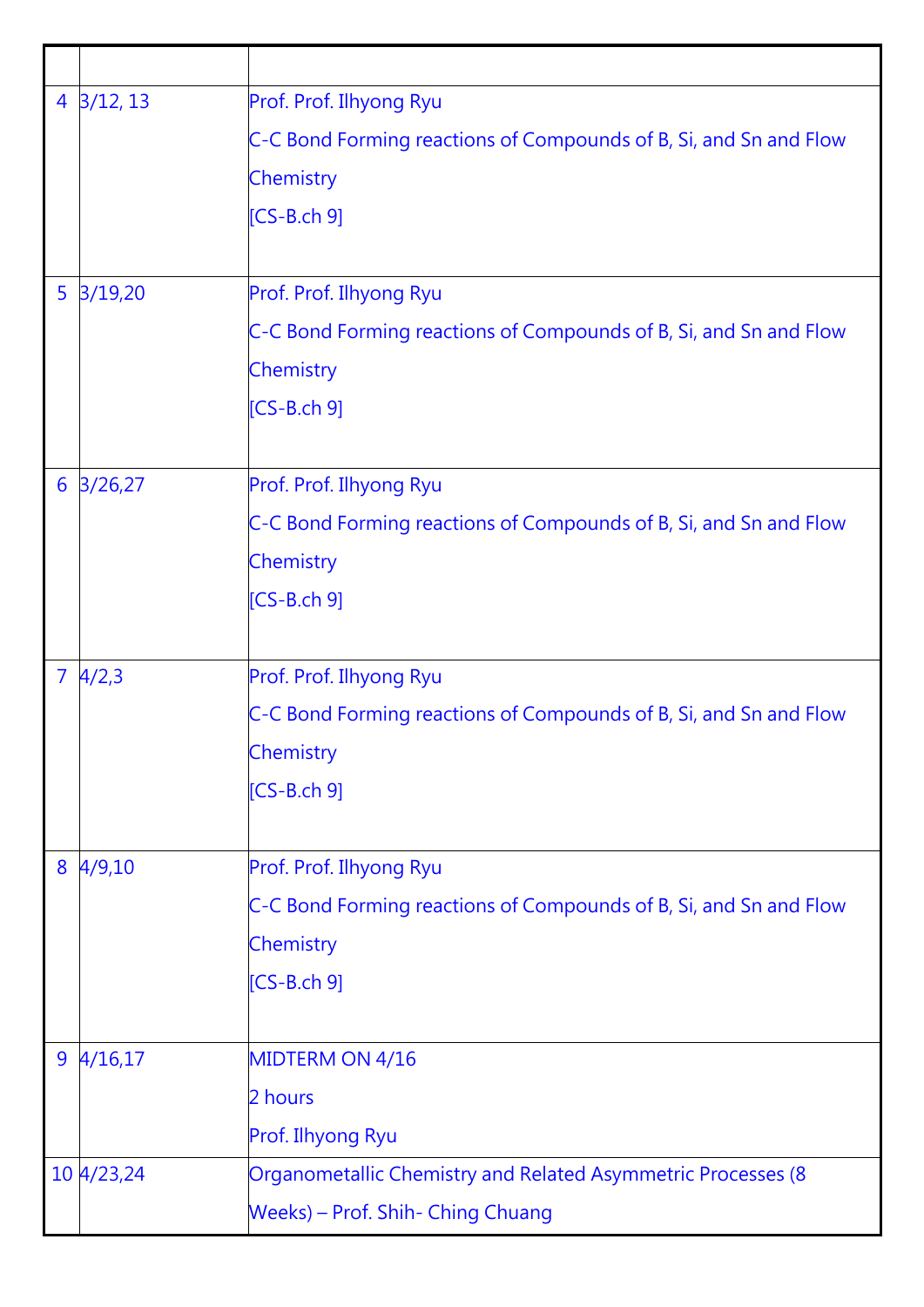| | | |
|---|---|---|
| 4 | 3/12, 13 | Prof. Prof. Ilhyong Ryu<br>C-C Bond Forming reactions of Compounds of B, Si, and Sn and Flow Chemistry<br>[CS-B.ch 9] |
| 5 | 3/19,20 | Prof. Prof. Ilhyong Ryu<br>C-C Bond Forming reactions of Compounds of B, Si, and Sn and Flow Chemistry<br>[CS-B.ch 9] |
| 6 | 3/26,27 | Prof. Prof. Ilhyong Ryu<br>C-C Bond Forming reactions of Compounds of B, Si, and Sn and Flow Chemistry<br>[CS-B.ch 9] |
| 7 | 4/2,3 | Prof. Prof. Ilhyong Ryu<br>C-C Bond Forming reactions of Compounds of B, Si, and Sn and Flow Chemistry<br>[CS-B.ch 9] |
| 8 | 4/9,10 | Prof. Prof. Ilhyong Ryu<br>C-C Bond Forming reactions of Compounds of B, Si, and Sn and Flow Chemistry<br>[CS-B.ch 9] |
| 9 | 4/16,17 | MIDTERM ON 4/16<br>2 hours<br>Prof. Ilhyong Ryu |
| 10 | 4/23,24 | Organometallic Chemistry and Related Asymmetric Processes (8 Weeks) – Prof. Shih- Ching Chuang |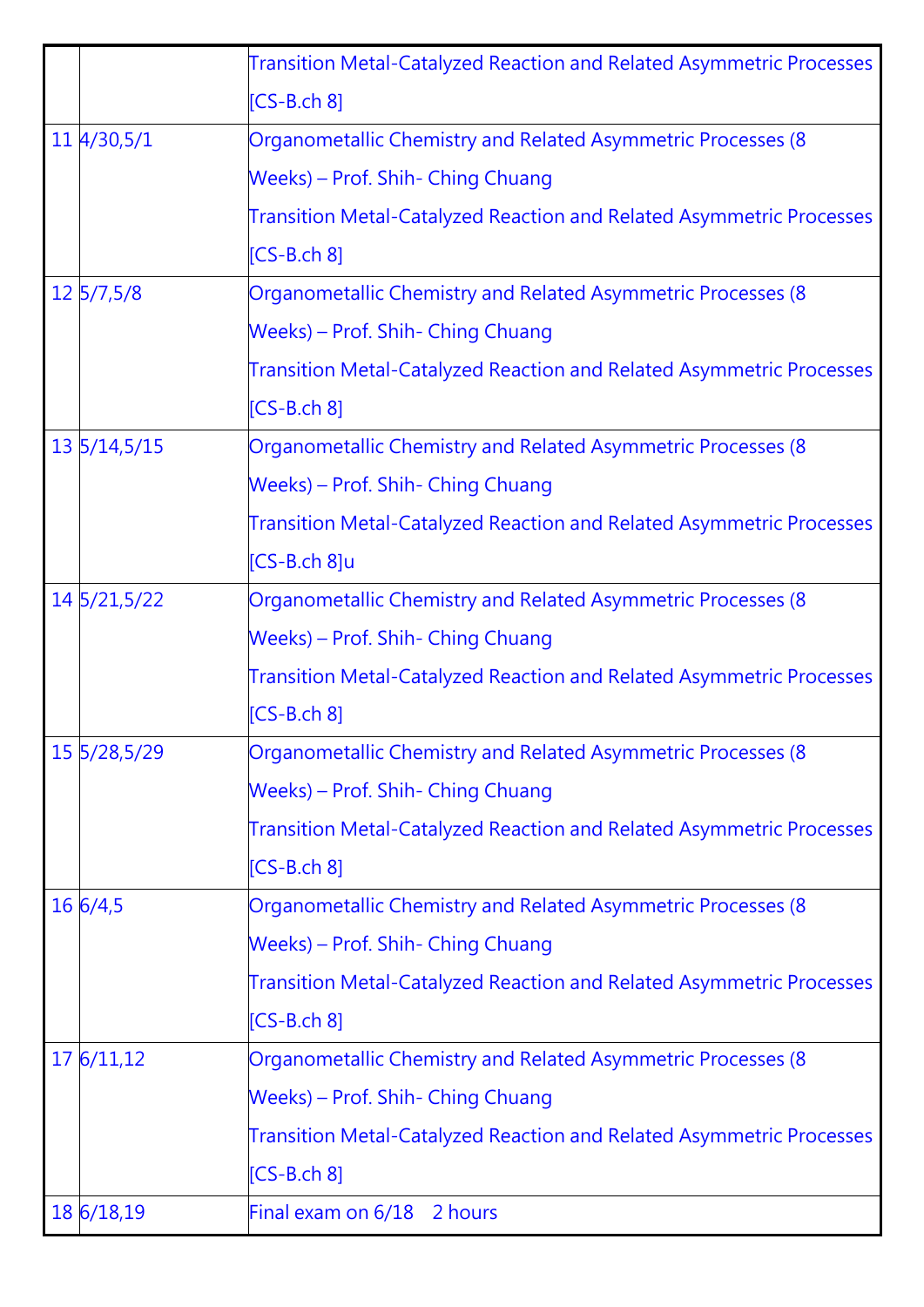| | | |
|---|---|---|
| | | Transition Metal-Catalyzed Reaction and Related Asymmetric Processes [CS-B.ch 8] |
| 11 | 4/30,5/1 | Organometallic Chemistry and Related Asymmetric Processes (8 Weeks) – Prof. Shih- Ching Chuang<br>Transition Metal-Catalyzed Reaction and Related Asymmetric Processes [CS-B.ch 8] |
| 12 | 5/7,5/8 | Organometallic Chemistry and Related Asymmetric Processes (8 Weeks) – Prof. Shih- Ching Chuang<br>Transition Metal-Catalyzed Reaction and Related Asymmetric Processes [CS-B.ch 8] |
| 13 | 5/14,5/15 | Organometallic Chemistry and Related Asymmetric Processes (8 Weeks) – Prof. Shih- Ching Chuang<br>Transition Metal-Catalyzed Reaction and Related Asymmetric Processes [CS-B.ch 8]u |
| 14 | 5/21,5/22 | Organometallic Chemistry and Related Asymmetric Processes (8 Weeks) – Prof. Shih- Ching Chuang<br>Transition Metal-Catalyzed Reaction and Related Asymmetric Processes [CS-B.ch 8] |
| 15 | 5/28,5/29 | Organometallic Chemistry and Related Asymmetric Processes (8 Weeks) – Prof. Shih- Ching Chuang<br>Transition Metal-Catalyzed Reaction and Related Asymmetric Processes [CS-B.ch 8] |
| 16 | 6/4,5 | Organometallic Chemistry and Related Asymmetric Processes (8 Weeks) – Prof. Shih- Ching Chuang<br>Transition Metal-Catalyzed Reaction and Related Asymmetric Processes [CS-B.ch 8] |
| 17 | 6/11,12 | Organometallic Chemistry and Related Asymmetric Processes (8 Weeks) – Prof. Shih- Ching Chuang<br>Transition Metal-Catalyzed Reaction and Related Asymmetric Processes [CS-B.ch 8] |
| 18 | 6/18,19 | Final exam on 6/18 2 hours |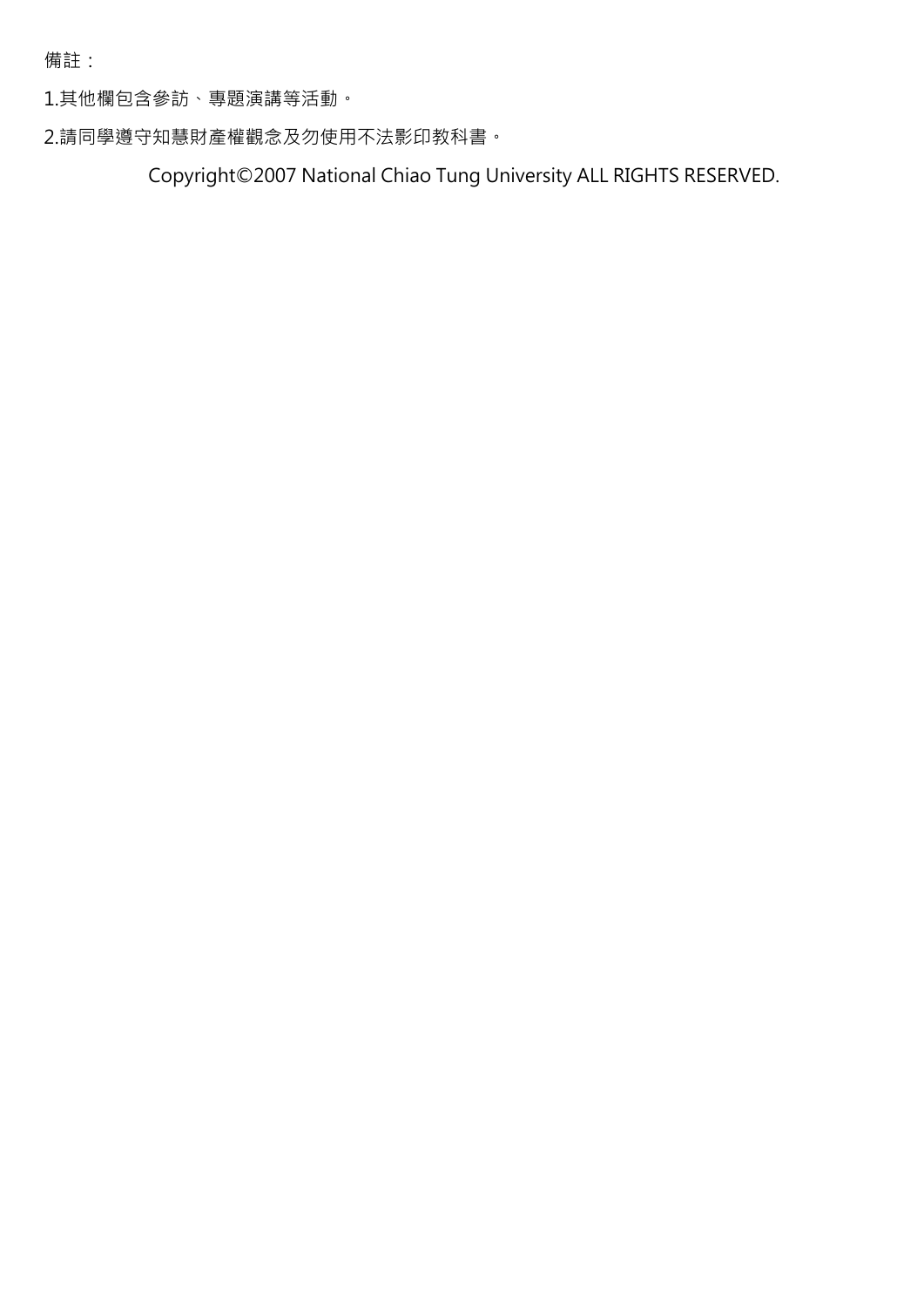備註：

1.其他欄包含參訪、專題演講等活動。

2.請同學遵守知慧財產權觀念及勿使用不法影印教科書。

Copyright©2007 National Chiao Tung University ALL RIGHTS RESERVED.